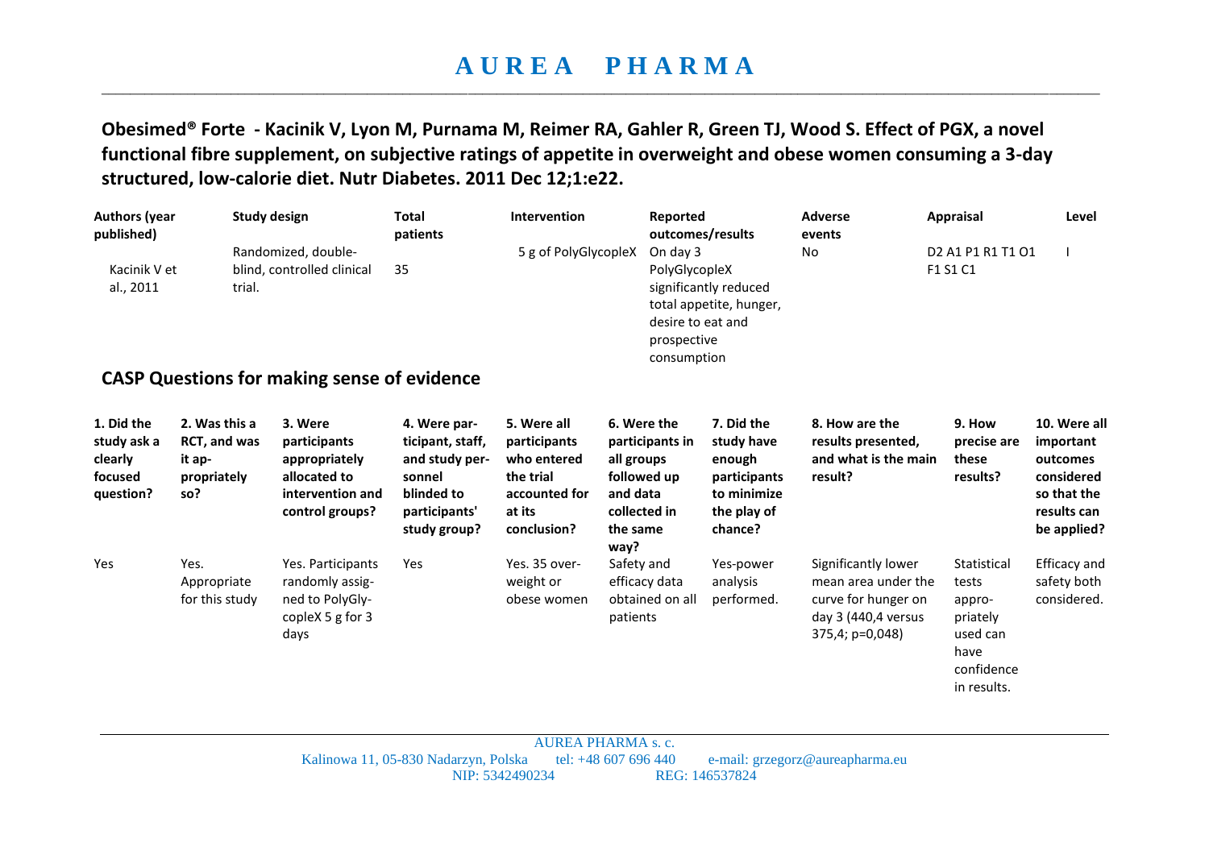# AUREA PHARMA

**Obesimed® Forte - Kacinik V, Lyon M, Purnama M, Reimer RA, Gahler R, Green TJ, Wood S. Effect of PGX, a novel functional fibre supplement, on subjective ratings of appetite in overweight and obese women consuming a 3-day structured, low-calorie diet. Nutr Diabetes. 2011 Dec 12;1:e22.**

| Authors (year published) | Study design | Total patients | Intervention | Reported outcomes/results | Adverse events | Appraisal | Level |
|---|---|---|---|---|---|---|---|
| Kacinik V et al., 2011 | Randomized, double-blind, controlled clinical trial. | 35 | 5 g of PolyGlycopleX | On day 3 PolyGlycopleX significantly reduced total appetite, hunger, desire to eat and prospective consumption | No | D2 A1 P1 R1 T1 O1 F1 S1 C1 | I |

## CASP Questions for making sense of evidence

| 1. Did the study ask a clearly focused question? | 2. Was this a RCT, and was it appropriately so? | 3. Were participants appropriately allocated to intervention and control groups? | 4. Were participant, staff, and study personnel blinded to participants' study group? | 5. Were all participants who entered the trial accounted for at its conclusion? | 6. Were the participants in all groups followed up and data collected in the same way? | 7. Did the study have enough participants to minimize the play of chance? | 8. How are the results presented, and what is the main result? | 9. How precise are these results? | 10. Were all important outcomes considered so that the results can be applied? |
|---|---|---|---|---|---|---|---|---|---|
| Yes | Yes. Appropriate for this study | Yes. Participants randomly assigned to PolyGlycopleX 5 g for 3 days | Yes | Yes. 35 overweight or obese women | Safety and efficacy data obtained on all patients | Yes-power analysis performed. | Significantly lower mean area under the curve for hunger on day 3 (440,4 versus 375,4; p=0,048) | Statistical tests appropriately used can have confidence in results. | Efficacy and safety both considered. |

AUREA PHARMA s. c.
Kalinowa 11, 05-830 Nadarzyn, Polska tel: +48 607 696 440 e-mail: grzegorz@aureapharma.eu
NIP: 5342490234 REG: 146537824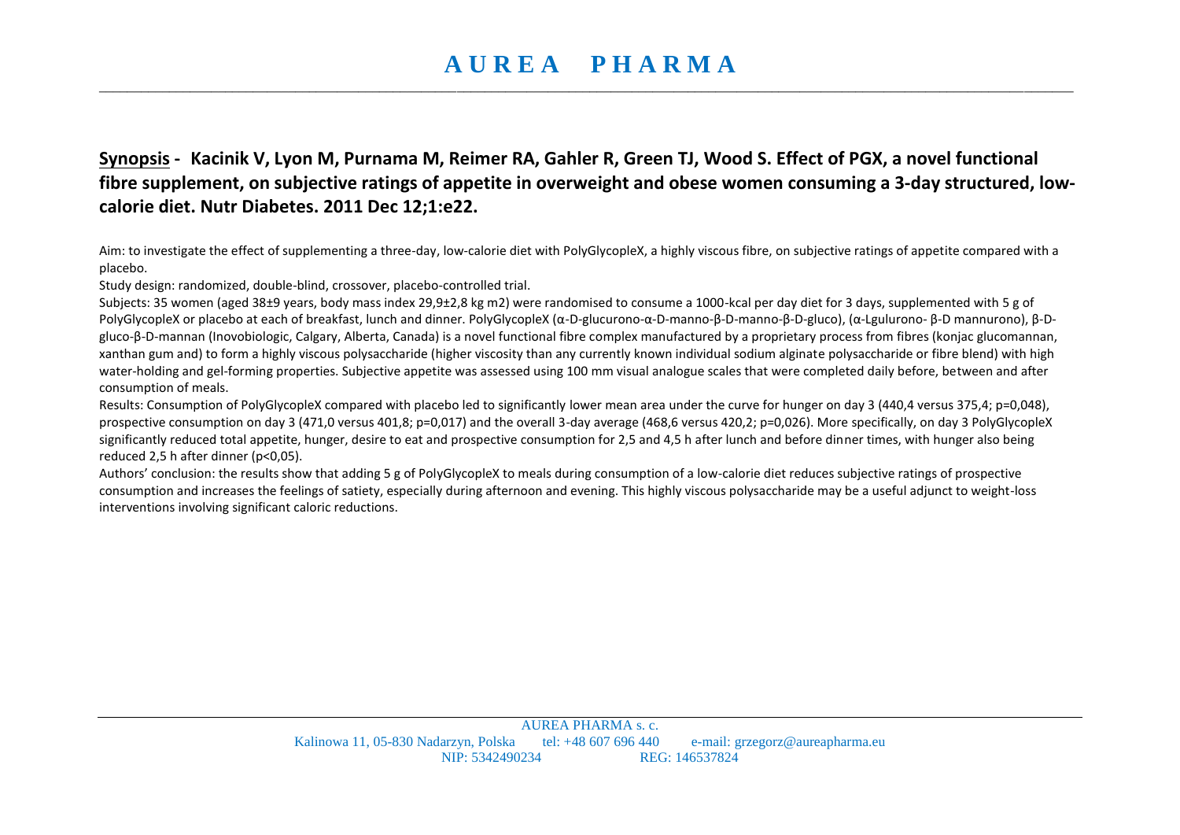# AUREA PHARMA

**<u>Synopsis</u> - Kacinik V, Lyon M, Purnama M, Reimer RA, Gahler R, Green TJ, Wood S. Effect of PGX, a novel functional fibre supplement, on subjective ratings of appetite in overweight and obese women consuming a 3-day structured, low-calorie diet. Nutr Diabetes. 2011 Dec 12;1:e22.**

Aim: to investigate the effect of supplementing a three-day, low-calorie diet with PolyGlycopleX, a highly viscous fibre, on subjective ratings of appetite compared with a placebo.

Study design: randomized, double-blind, crossover, placebo-controlled trial.

Subjects: 35 women (aged 38±9 years, body mass index 29,9±2,8 kg m2) were randomised to consume a 1000-kcal per day diet for 3 days, supplemented with 5 g of PolyGlycopleX or placebo at each of breakfast, lunch and dinner. PolyGlycopleX (α-D-glucurono-α-D-manno-β-D-manno-β-D-gluco), (α-Lgulurono- β-D mannurono), β-D-gluco-β-D-mannan (Inovobiologic, Calgary, Alberta, Canada) is a novel functional fibre complex manufactured by a proprietary process from fibres (konjac glucomannan, xanthan gum and) to form a highly viscous polysaccharide (higher viscosity than any currently known individual sodium alginate polysaccharide or fibre blend) with high water-holding and gel-forming properties. Subjective appetite was assessed using 100 mm visual analogue scales that were completed daily before, between and after consumption of meals.

Results: Consumption of PolyGlycopleX compared with placebo led to significantly lower mean area under the curve for hunger on day 3 (440,4 versus 375,4; p=0,048), prospective consumption on day 3 (471,0 versus 401,8; p=0,017) and the overall 3-day average (468,6 versus 420,2; p=0,026). More specifically, on day 3 PolyGlycopleX significantly reduced total appetite, hunger, desire to eat and prospective consumption for 2,5 and 4,5 h after lunch and before dinner times, with hunger also being reduced 2,5 h after dinner (p<0,05).

Authors' conclusion: the results show that adding 5 g of PolyGlycopleX to meals during consumption of a low-calorie diet reduces subjective ratings of prospective consumption and increases the feelings of satiety, especially during afternoon and evening. This highly viscous polysaccharide may be a useful adjunct to weight-loss interventions involving significant caloric reductions.

AUREA PHARMA s. c.
Kalinowa 11, 05-830 Nadarzyn, Polska tel: +48 607 696 440 e-mail: grzegorz@aureapharma.eu
NIP: 5342490234 REG: 146537824